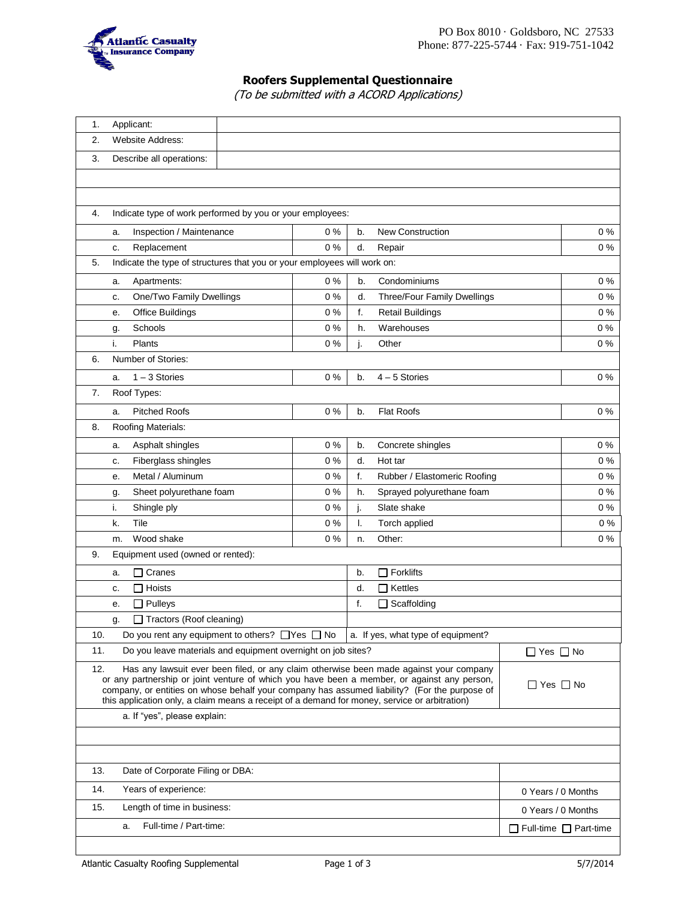Atlantic Casualty Insurance Company

PO Box 8010 · Goldsboro, NC 27533
Phone: 877-225-5744 · Fax: 919-751-1042

# Roofers Supplemental Questionnaire

*(To be submitted with a ACORD Applications)*

| | | |
|---|---|---|
| 1. | Applicant: | |
| 2. | Website Address: | |
| 3. | Describe all operations: | |

4. Indicate type of work performed by you or your employees:

| | | | | | |
|---|---|---|---|---|---|
| a. | Inspection / Maintenance | 0 % | b. | New Construction | 0 % |
| c. | Replacement | 0 % | d. | Repair | 0 % |

5. Indicate the type of structures that you or your employees will work on:

| | | | | | |
|---|---|---|---|---|---|
| a. | Apartments: | 0 % | b. | Condominiums | 0 % |
| c. | One/Two Family Dwellings | 0 % | d. | Three/Four Family Dwellings | 0 % |
| e. | Office Buildings | 0 % | f. | Retail Buildings | 0 % |
| g. | Schools | 0 % | h. | Warehouses | 0 % |
| i. | Plants | 0 % | j. | Other | 0 % |

6. Number of Stories:

| | | | | | |
|---|---|---|---|---|---|
| a. | 1 – 3 Stories | 0 % | b. | 4 – 5 Stories | 0 % |

7. Roof Types:

| | | | | | |
|---|---|---|---|---|---|
| a. | Pitched Roofs | 0 % | b. | Flat Roofs | 0 % |

8. Roofing Materials:

| | | | | | |
|---|---|---|---|---|---|
| a. | Asphalt shingles | 0 % | b. | Concrete shingles | 0 % |
| c. | Fiberglass shingles | 0 % | d. | Hot tar | 0 % |
| e. | Metal / Aluminum | 0 % | f. | Rubber / Elastomeric Roofing | 0 % |
| g. | Sheet polyurethane foam | 0 % | h. | Sprayed polyurethane foam | 0 % |
| i. | Shingle ply | 0 % | j. | Slate shake | 0 % |
| k. | Tile | 0 % | l. | Torch applied | 0 % |
| m. | Wood shake | 0 % | n. | Other: | 0 % |

9. Equipment used (owned or rented):

| | | | |
|---|---|---|---|
| a. | ☐ Cranes | b. | ☐ Forklifts |
| c. | ☐ Hoists | d. | ☐ Kettles |
| e. | ☐ Pulleys | f. | ☐ Scaffolding |
| g. | ☐ Tractors (Roof cleaning) | | |

10. Do you rent any equipment to others? ☐ Yes ☐ No    a. If yes, what type of equipment?

11. Do you leave materials and equipment overnight on job sites? ☐ Yes ☐ No

12. Has any lawsuit ever been filed, or any claim otherwise been made against your company or any partnership or joint venture of which you have been a member, or against any person, company, or entities on whose behalf your company has assumed liability? (For the purpose of this application only, a claim means a receipt of a demand for money, service or arbitration) ☐ Yes ☐ No

a. If "yes", please explain:

| | | |
|---|---|---|
| 13. | Date of Corporate Filing or DBA: | |
| 14. | Years of experience: | 0 Years / 0 Months |
| 15. | Length of time in business: | 0 Years / 0 Months |
| | a. Full-time / Part-time: | ☐ Full-time ☐ Part-time |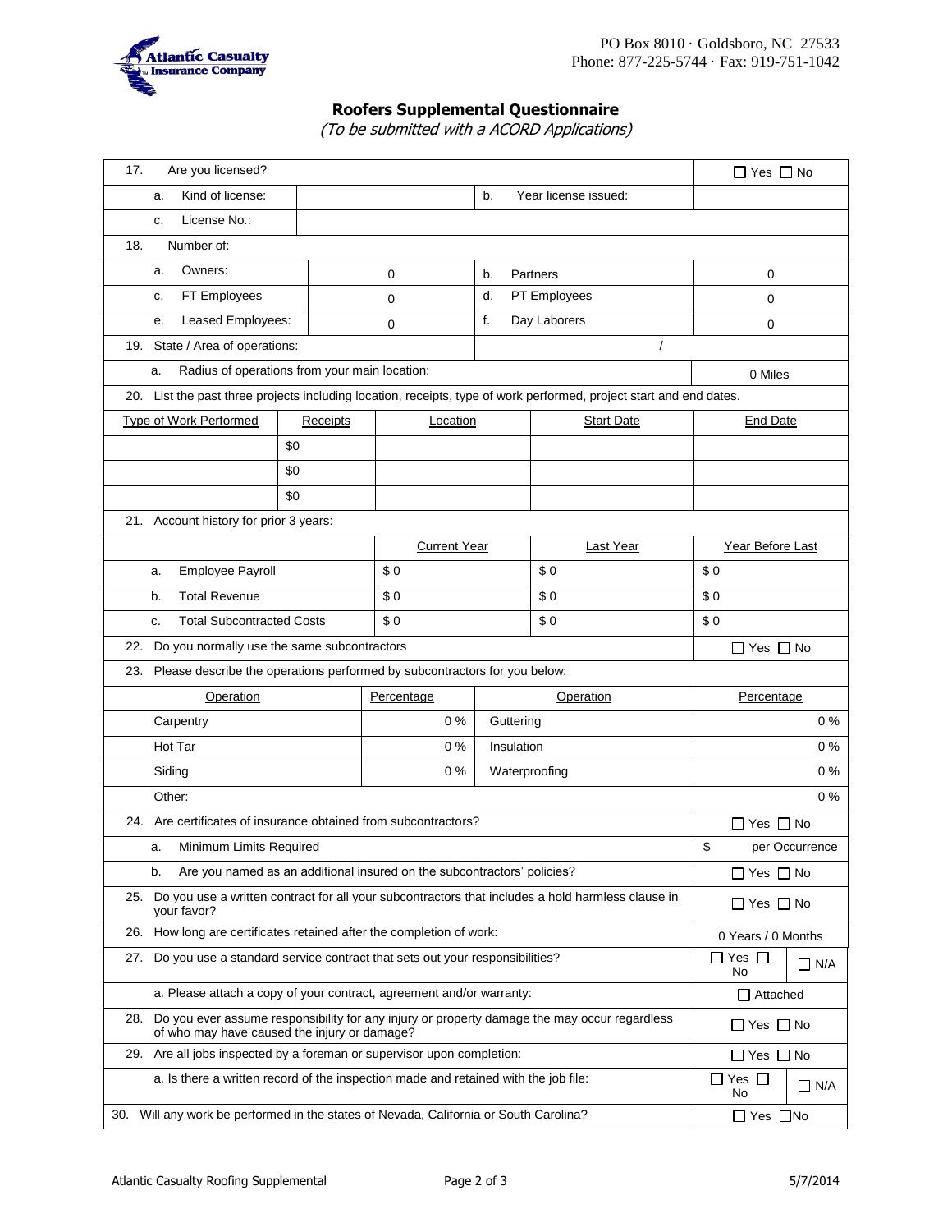PO Box 8010 · Goldsboro, NC 27533
Phone: 877-225-5744 · Fax: 919-751-1042

## Roofers Supplemental Questionnaire

*(To be submitted with a ACORD Applications)*

| | | | |
|---|---|---|---|
| 17. Are you licensed? | | | ☐ Yes ☐ No |
| a. Kind of license: | | b. Year license issued: | |
| c. License No.: | | | |
| 18. Number of: | | | |
| a. Owners: | 0 | b. Partners | 0 |
| c. FT Employees | 0 | d. PT Employees | 0 |
| e. Leased Employees: | 0 | f. Day Laborers | 0 |
| 19. State / Area of operations: | | / | |
| a. Radius of operations from your main location: | | | 0 Miles |

20. List the past three projects including location, receipts, type of work performed, project start and end dates.

| Type of Work Performed | Receipts | Location | Start Date | End Date |
|---|---|---|---|---|
| | $0 | | | |
| | $0 | | | |
| | $0 | | | |

21. Account history for prior 3 years:

| | Current Year | Last Year | Year Before Last |
|---|---|---|---|
| a. Employee Payroll | $ 0 | $ 0 | $ 0 |
| b. Total Revenue | $ 0 | $ 0 | $ 0 |
| c. Total Subcontracted Costs | $ 0 | $ 0 | $ 0 |

22. Do you normally use the same subcontractors ☐ Yes ☐ No

23. Please describe the operations performed by subcontractors for you below:

| Operation | Percentage | Operation | Percentage |
|---|---|---|---|
| Carpentry | 0 % | Guttering | 0 % |
| Hot Tar | 0 % | Insulation | 0 % |
| Siding | 0 % | Waterproofing | 0 % |
| Other: | | | 0 % |

| | |
|---|---|
| 24. Are certificates of insurance obtained from subcontractors? | ☐ Yes ☐ No |
| a. Minimum Limits Required | $ per Occurrence |
| b. Are you named as an additional insured on the subcontractors' policies? | ☐ Yes ☐ No |
| 25. Do you use a written contract for all your subcontractors that includes a hold harmless clause in your favor? | ☐ Yes ☐ No |
| 26. How long are certificates retained after the completion of work: | 0 Years / 0 Months |
| 27. Do you use a standard service contract that sets out your responsibilities? | ☐ Yes ☐ No ☐ N/A |
| a. Please attach a copy of your contract, agreement and/or warranty: | ☐ Attached |
| 28. Do you ever assume responsibility for any injury or property damage the may occur regardless of who may have caused the injury or damage? | ☐ Yes ☐ No |
| 29. Are all jobs inspected by a foreman or supervisor upon completion: | ☐ Yes ☐ No |
| a. Is there a written record of the inspection made and retained with the job file: | ☐ Yes ☐ No ☐ N/A |
| 30. Will any work be performed in the states of Nevada, California or South Carolina? | ☐ Yes ☐ No |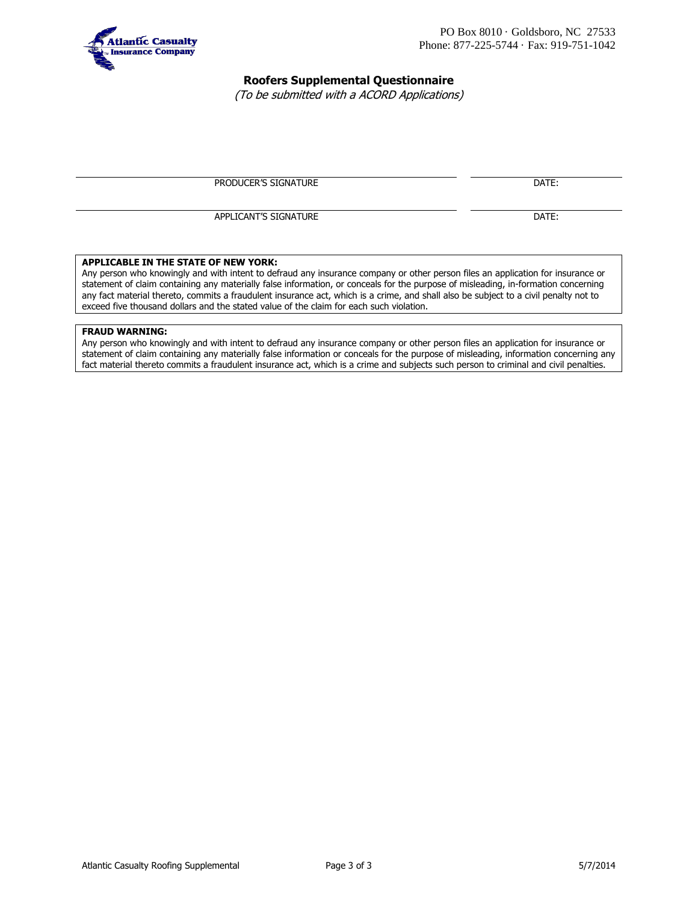Atlantic Casualty Insurance Company

PO Box 8010 · Goldsboro, NC 27533
Phone: 877-225-5744 · Fax: 919-751-1042

## Roofers Supplemental Questionnaire

*(To be submitted with a ACORD Applications)*

PRODUCER'S SIGNATURE DATE:

APPLICANT'S SIGNATURE DATE:

**APPLICABLE IN THE STATE OF NEW YORK:**
Any person who knowingly and with intent to defraud any insurance company or other person files an application for insurance or statement of claim containing any materially false information, or conceals for the purpose of misleading, in-formation concerning any fact material thereto, commits a fraudulent insurance act, which is a crime, and shall also be subject to a civil penalty not to exceed five thousand dollars and the stated value of the claim for each such violation.

**FRAUD WARNING:**
Any person who knowingly and with intent to defraud any insurance company or other person files an application for insurance or statement of claim containing any materially false information or conceals for the purpose of misleading, information concerning any fact material thereto commits a fraudulent insurance act, which is a crime and subjects such person to criminal and civil penalties.